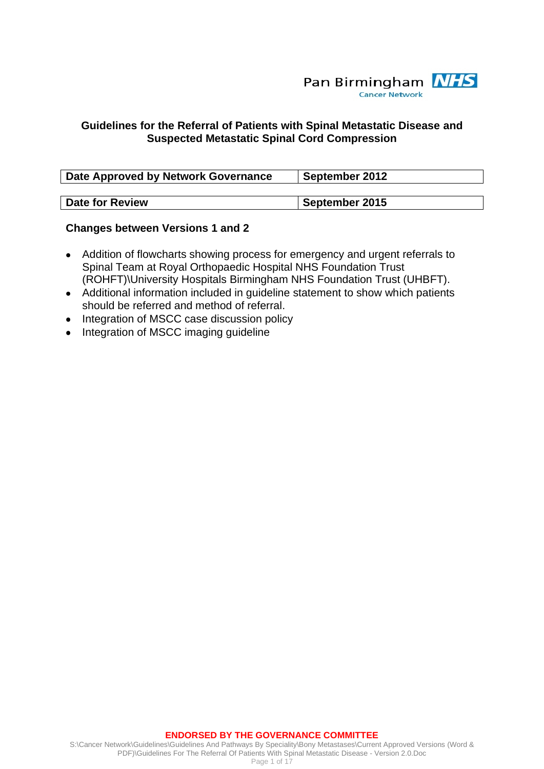Pan Birmingham NHS Cancer Network

# Guidelines for the Referral of Patients with Spinal Metastatic Disease and Suspected Metastatic Spinal Cord Compression

| Date Approved by Network Governance | September 2012 |
| --- | --- |

| Date for Review | September 2015 |
| --- | --- |

## Changes between Versions 1 and 2

- Addition of flowcharts showing process for emergency and urgent referrals to Spinal Team at Royal Orthopaedic Hospital NHS Foundation Trust (ROHFT)\University Hospitals Birmingham NHS Foundation Trust (UHBFT).
- Additional information included in guideline statement to show which patients should be referred and method of referral.
- Integration of MSCC case discussion policy
- Integration of MSCC imaging guideline

**ENDORSED BY THE GOVERNANCE COMMITTEE**

S:\Cancer Network\Guidelines\Guidelines And Pathways By Speciality\Bony Metastases\Current Approved Versions (Word & PDF)\Guidelines For The Referral Of Patients With Spinal Metastatic Disease - Version 2.0.Doc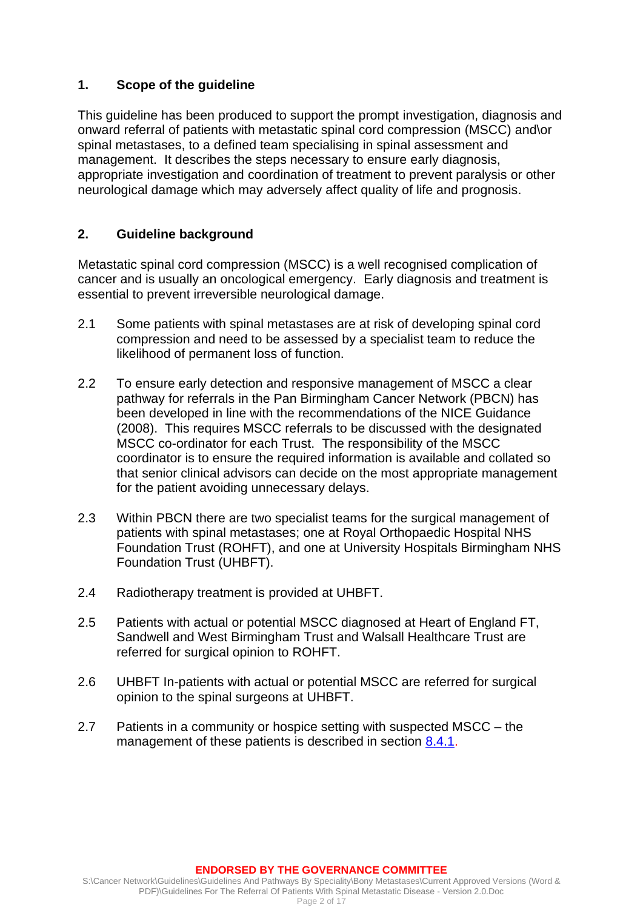## 1. Scope of the guideline

This guideline has been produced to support the prompt investigation, diagnosis and onward referral of patients with metastatic spinal cord compression (MSCC) and\or spinal metastases, to a defined team specialising in spinal assessment and management. It describes the steps necessary to ensure early diagnosis, appropriate investigation and coordination of treatment to prevent paralysis or other neurological damage which may adversely affect quality of life and prognosis.

## 2. Guideline background

Metastatic spinal cord compression (MSCC) is a well recognised complication of cancer and is usually an oncological emergency. Early diagnosis and treatment is essential to prevent irreversible neurological damage.

2.1 Some patients with spinal metastases are at risk of developing spinal cord compression and need to be assessed by a specialist team to reduce the likelihood of permanent loss of function.

2.2 To ensure early detection and responsive management of MSCC a clear pathway for referrals in the Pan Birmingham Cancer Network (PBCN) has been developed in line with the recommendations of the NICE Guidance (2008). This requires MSCC referrals to be discussed with the designated MSCC co-ordinator for each Trust. The responsibility of the MSCC coordinator is to ensure the required information is available and collated so that senior clinical advisors can decide on the most appropriate management for the patient avoiding unnecessary delays.

2.3 Within PBCN there are two specialist teams for the surgical management of patients with spinal metastases; one at Royal Orthopaedic Hospital NHS Foundation Trust (ROHFT), and one at University Hospitals Birmingham NHS Foundation Trust (UHBFT).

2.4 Radiotherapy treatment is provided at UHBFT.

2.5 Patients with actual or potential MSCC diagnosed at Heart of England FT, Sandwell and West Birmingham Trust and Walsall Healthcare Trust are referred for surgical opinion to ROHFT.

2.6 UHBFT In-patients with actual or potential MSCC are referred for surgical opinion to the spinal surgeons at UHBFT.

2.7 Patients in a community or hospice setting with suspected MSCC – the management of these patients is described in section 8.4.1.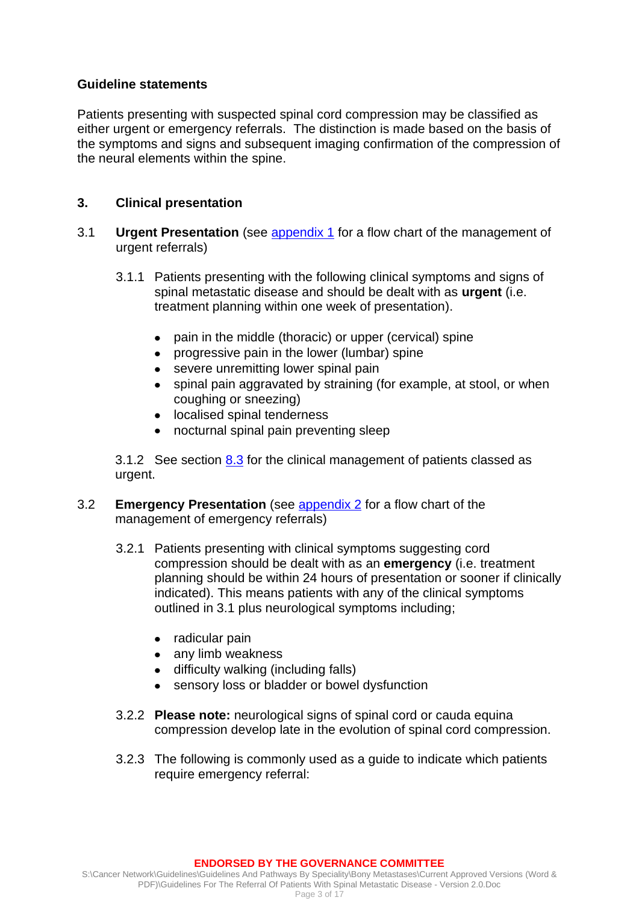**Guideline statements**

Patients presenting with suspected spinal cord compression may be classified as either urgent or emergency referrals. The distinction is made based on the basis of the symptoms and signs and subsequent imaging confirmation of the compression of the neural elements within the spine.

## 3. Clinical presentation

3.1 **Urgent Presentation** (see appendix 1 for a flow chart of the management of urgent referrals)

3.1.1 Patients presenting with the following clinical symptoms and signs of spinal metastatic disease and should be dealt with as **urgent** (i.e. treatment planning within one week of presentation).

- pain in the middle (thoracic) or upper (cervical) spine
- progressive pain in the lower (lumbar) spine
- severe unremitting lower spinal pain
- spinal pain aggravated by straining (for example, at stool, or when coughing or sneezing)
- localised spinal tenderness
- nocturnal spinal pain preventing sleep

3.1.2 See section 8.3 for the clinical management of patients classed as urgent.

3.2 **Emergency Presentation** (see appendix 2 for a flow chart of the management of emergency referrals)

3.2.1 Patients presenting with clinical symptoms suggesting cord compression should be dealt with as an **emergency** (i.e. treatment planning should be within 24 hours of presentation or sooner if clinically indicated). This means patients with any of the clinical symptoms outlined in 3.1 plus neurological symptoms including;

- radicular pain
- any limb weakness
- difficulty walking (including falls)
- sensory loss or bladder or bowel dysfunction

3.2.2 **Please note:** neurological signs of spinal cord or cauda equina compression develop late in the evolution of spinal cord compression.

3.2.3 The following is commonly used as a guide to indicate which patients require emergency referral: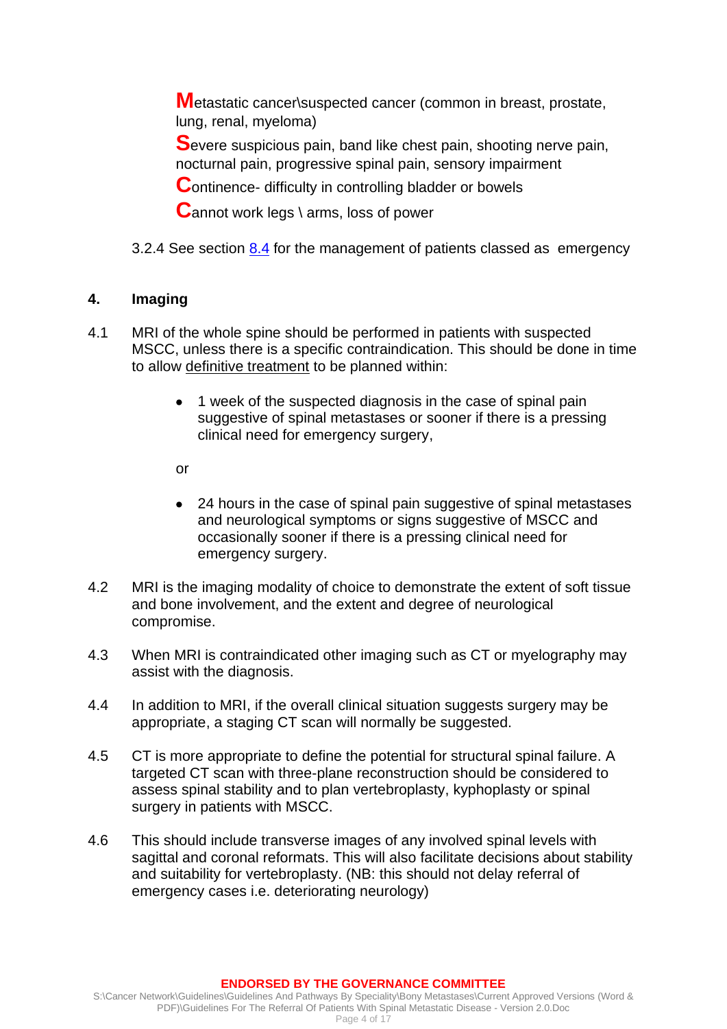**M**etastatic cancer\suspected cancer (common in breast, prostate, lung, renal, myeloma)

**S**evere suspicious pain, band like chest pain, shooting nerve pain, nocturnal pain, progressive spinal pain, sensory impairment

**C**ontinence- difficulty in controlling bladder or bowels

**C**annot work legs \ arms, loss of power

3.2.4 See section 8.4 for the management of patients classed as emergency

## 4. Imaging

4.1 MRI of the whole spine should be performed in patients with suspected MSCC, unless there is a specific contraindication. This should be done in time to allow definitive treatment to be planned within:

- 1 week of the suspected diagnosis in the case of spinal pain suggestive of spinal metastases or sooner if there is a pressing clinical need for emergency surgery,

or

- 24 hours in the case of spinal pain suggestive of spinal metastases and neurological symptoms or signs suggestive of MSCC and occasionally sooner if there is a pressing clinical need for emergency surgery.

4.2 MRI is the imaging modality of choice to demonstrate the extent of soft tissue and bone involvement, and the extent and degree of neurological compromise.

4.3 When MRI is contraindicated other imaging such as CT or myelography may assist with the diagnosis.

4.4 In addition to MRI, if the overall clinical situation suggests surgery may be appropriate, a staging CT scan will normally be suggested.

4.5 CT is more appropriate to define the potential for structural spinal failure. A targeted CT scan with three-plane reconstruction should be considered to assess spinal stability and to plan vertebroplasty, kyphoplasty or spinal surgery in patients with MSCC.

4.6 This should include transverse images of any involved spinal levels with sagittal and coronal reformats. This will also facilitate decisions about stability and suitability for vertebroplasty. (NB: this should not delay referral of emergency cases i.e. deteriorating neurology)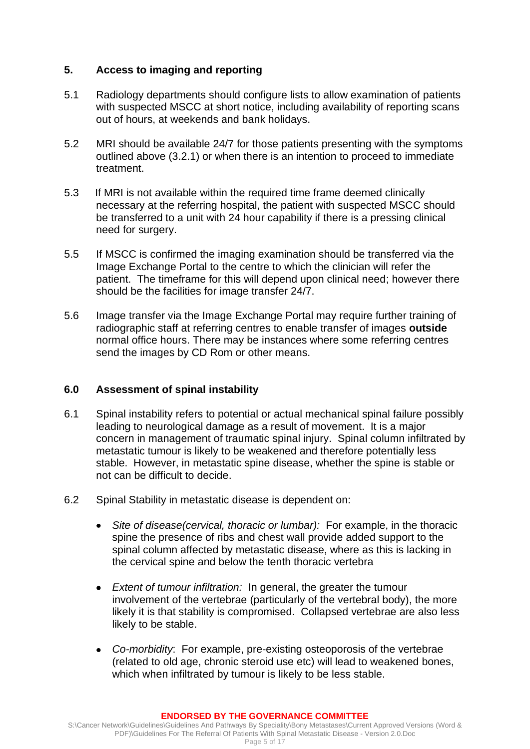## 5. Access to imaging and reporting

5.1 Radiology departments should configure lists to allow examination of patients with suspected MSCC at short notice, including availability of reporting scans out of hours, at weekends and bank holidays.

5.2 MRI should be available 24/7 for those patients presenting with the symptoms outlined above (3.2.1) or when there is an intention to proceed to immediate treatment.

5.3 If MRI is not available within the required time frame deemed clinically necessary at the referring hospital, the patient with suspected MSCC should be transferred to a unit with 24 hour capability if there is a pressing clinical need for surgery.

5.5 If MSCC is confirmed the imaging examination should be transferred via the Image Exchange Portal to the centre to which the clinician will refer the patient. The timeframe for this will depend upon clinical need; however there should be the facilities for image transfer 24/7.

5.6 Image transfer via the Image Exchange Portal may require further training of radiographic staff at referring centres to enable transfer of images **outside** normal office hours. There may be instances where some referring centres send the images by CD Rom or other means.

## 6.0 Assessment of spinal instability

6.1 Spinal instability refers to potential or actual mechanical spinal failure possibly leading to neurological damage as a result of movement. It is a major concern in management of traumatic spinal injury. Spinal column infiltrated by metastatic tumour is likely to be weakened and therefore potentially less stable. However, in metastatic spine disease, whether the spine is stable or not can be difficult to decide.

6.2 Spinal Stability in metastatic disease is dependent on:

- *Site of disease(cervical, thoracic or lumbar):* For example, in the thoracic spine the presence of ribs and chest wall provide added support to the spinal column affected by metastatic disease, where as this is lacking in the cervical spine and below the tenth thoracic vertebra

- *Extent of tumour infiltration:* In general, the greater the tumour involvement of the vertebrae (particularly of the vertebral body), the more likely it is that stability is compromised. Collapsed vertebrae are also less likely to be stable.

- *Co-morbidity*: For example, pre-existing osteoporosis of the vertebrae (related to old age, chronic steroid use etc) will lead to weakened bones, which when infiltrated by tumour is likely to be less stable.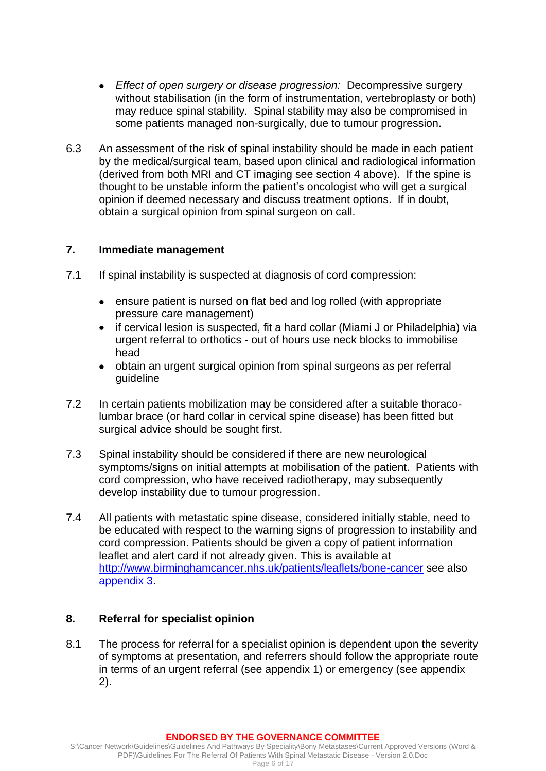- *Effect of open surgery or disease progression:* Decompressive surgery without stabilisation (in the form of instrumentation, vertebroplasty or both) may reduce spinal stability. Spinal stability may also be compromised in some patients managed non-surgically, due to tumour progression.

6.3 An assessment of the risk of spinal instability should be made in each patient by the medical/surgical team, based upon clinical and radiological information (derived from both MRI and CT imaging see section 4 above). If the spine is thought to be unstable inform the patient's oncologist who will get a surgical opinion if deemed necessary and discuss treatment options. If in doubt, obtain a surgical opinion from spinal surgeon on call.

## 7. Immediate management

7.1 If spinal instability is suspected at diagnosis of cord compression:

- ensure patient is nursed on flat bed and log rolled (with appropriate pressure care management)
- if cervical lesion is suspected, fit a hard collar (Miami J or Philadelphia) via urgent referral to orthotics - out of hours use neck blocks to immobilise head
- obtain an urgent surgical opinion from spinal surgeons as per referral guideline

7.2 In certain patients mobilization may be considered after a suitable thoraco-lumbar brace (or hard collar in cervical spine disease) has been fitted but surgical advice should be sought first.

7.3 Spinal instability should be considered if there are new neurological symptoms/signs on initial attempts at mobilisation of the patient. Patients with cord compression, who have received radiotherapy, may subsequently develop instability due to tumour progression.

7.4 All patients with metastatic spine disease, considered initially stable, need to be educated with respect to the warning signs of progression to instability and cord compression. Patients should be given a copy of patient information leaflet and alert card if not already given. This is available at http://www.birminghamcancer.nhs.uk/patients/leaflets/bone-cancer see also appendix 3.

## 8. Referral for specialist opinion

8.1 The process for referral for a specialist opinion is dependent upon the severity of symptoms at presentation, and referrers should follow the appropriate route in terms of an urgent referral (see appendix 1) or emergency (see appendix 2).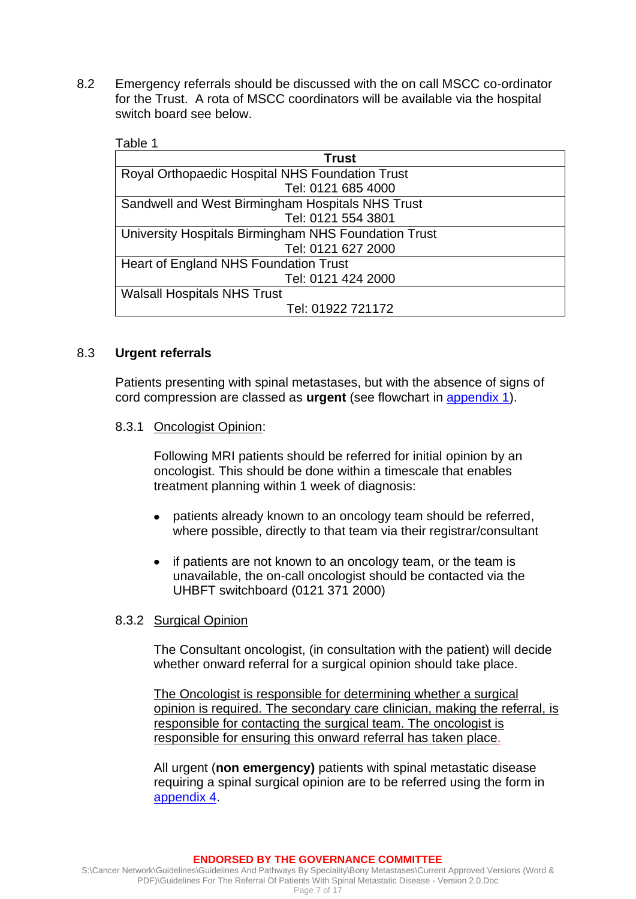8.2 Emergency referrals should be discussed with the on call MSCC co-ordinator for the Trust. A rota of MSCC coordinators will be available via the hospital switch board see below.

Table 1

| Trust |
|---|
| Royal Orthopaedic Hospital NHS Foundation Trust<br>Tel: 0121 685 4000 |
| Sandwell and West Birmingham Hospitals NHS Trust<br>Tel: 0121 554 3801 |
| University Hospitals Birmingham NHS Foundation Trust<br>Tel: 0121 627 2000 |
| Heart of England NHS Foundation Trust<br>Tel: 0121 424 2000 |
| Walsall Hospitals NHS Trust<br>Tel: 01922 721172 |

### 8.3 Urgent referrals

Patients presenting with spinal metastases, but with the absence of signs of cord compression are classed as **urgent** (see flowchart in appendix 1).

8.3.1 Oncologist Opinion:

Following MRI patients should be referred for initial opinion by an oncologist. This should be done within a timescale that enables treatment planning within 1 week of diagnosis:

- patients already known to an oncology team should be referred, where possible, directly to that team via their registrar/consultant
- if patients are not known to an oncology team, or the team is unavailable, the on-call oncologist should be contacted via the UHBFT switchboard (0121 371 2000)

8.3.2 Surgical Opinion

The Consultant oncologist, (in consultation with the patient) will decide whether onward referral for a surgical opinion should take place.

The Oncologist is responsible for determining whether a surgical opinion is required. The secondary care clinician, making the referral, is responsible for contacting the surgical team. The oncologist is responsible for ensuring this onward referral has taken place.

All urgent (**non emergency)** patients with spinal metastatic disease requiring a spinal surgical opinion are to be referred using the form in appendix 4.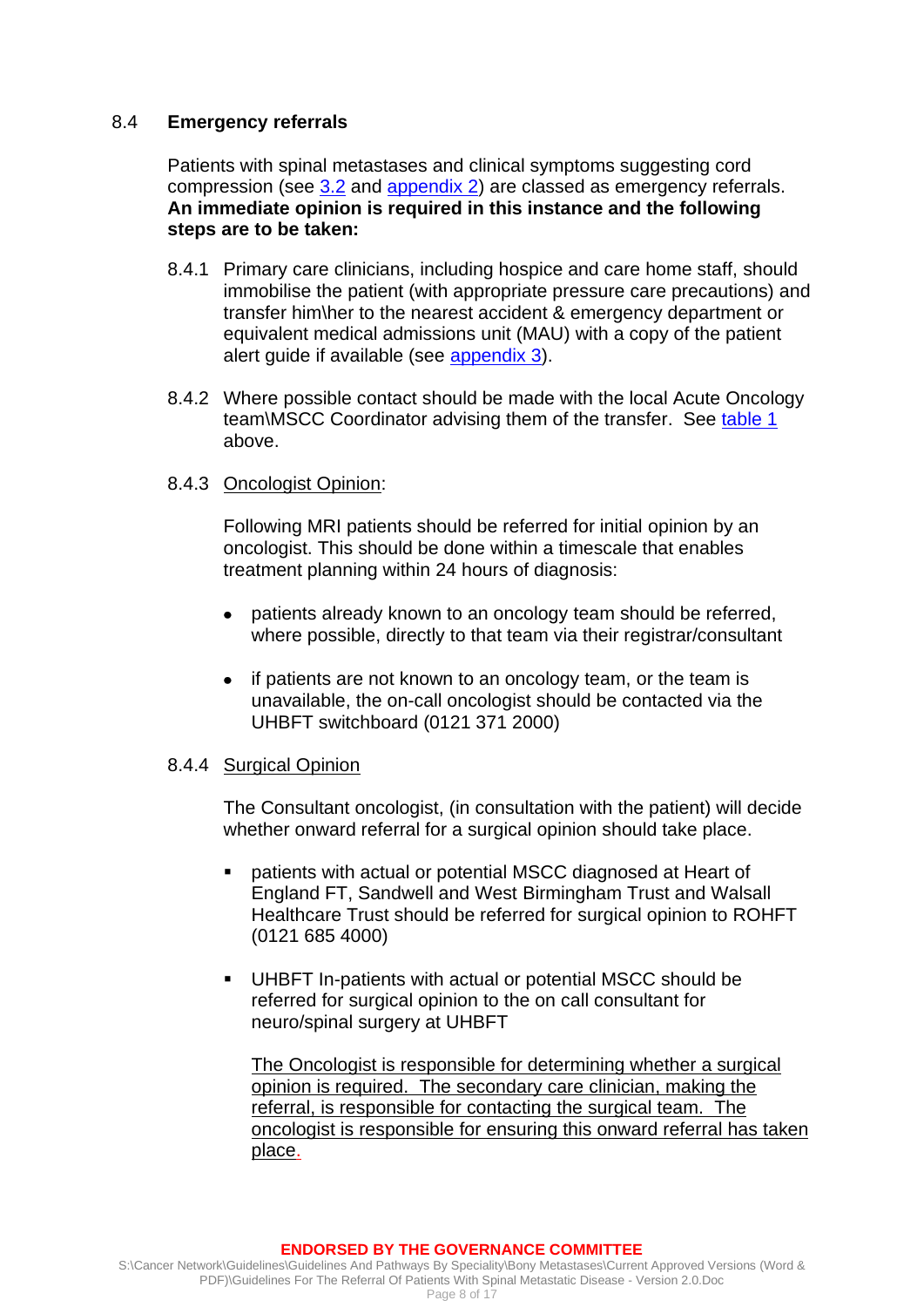## 8.4 Emergency referrals

Patients with spinal metastases and clinical symptoms suggesting cord compression (see 3.2 and appendix 2) are classed as emergency referrals. **An immediate opinion is required in this instance and the following steps are to be taken:**

8.4.1 Primary care clinicians, including hospice and care home staff, should immobilise the patient (with appropriate pressure care precautions) and transfer him\her to the nearest accident & emergency department or equivalent medical admissions unit (MAU) with a copy of the patient alert guide if available (see appendix 3).

8.4.2 Where possible contact should be made with the local Acute Oncology team\MSCC Coordinator advising them of the transfer. See table 1 above.

8.4.3 <u>Oncologist Opinion</u>:

Following MRI patients should be referred for initial opinion by an oncologist. This should be done within a timescale that enables treatment planning within 24 hours of diagnosis:

- patients already known to an oncology team should be referred, where possible, directly to that team via their registrar/consultant
- if patients are not known to an oncology team, or the team is unavailable, the on-call oncologist should be contacted via the UHBFT switchboard (0121 371 2000)

8.4.4 <u>Surgical Opinion</u>

The Consultant oncologist, (in consultation with the patient) will decide whether onward referral for a surgical opinion should take place.

- patients with actual or potential MSCC diagnosed at Heart of England FT, Sandwell and West Birmingham Trust and Walsall Healthcare Trust should be referred for surgical opinion to ROHFT (0121 685 4000)
- UHBFT In-patients with actual or potential MSCC should be referred for surgical opinion to the on call consultant for neuro/spinal surgery at UHBFT

<u>The Oncologist is responsible for determining whether a surgical opinion is required. The secondary care clinician, making the referral, is responsible for contacting the surgical team. The oncologist is responsible for ensuring this onward referral has taken place.</u>

**ENDORSED BY THE GOVERNANCE COMMITTEE**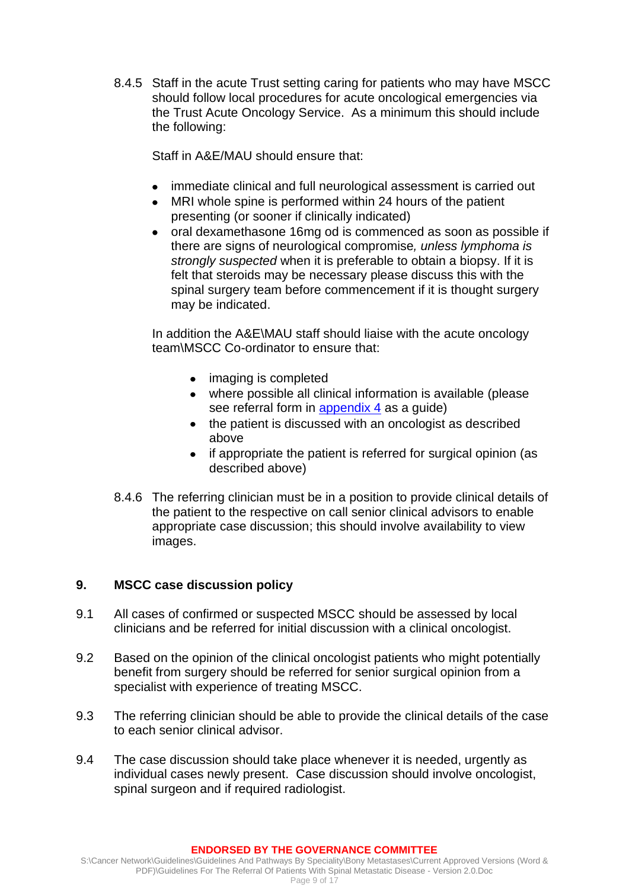8.4.5 Staff in the acute Trust setting caring for patients who may have MSCC should follow local procedures for acute oncological emergencies via the Trust Acute Oncology Service. As a minimum this should include the following:

Staff in A&E/MAU should ensure that:

- immediate clinical and full neurological assessment is carried out
- MRI whole spine is performed within 24 hours of the patient presenting (or sooner if clinically indicated)
- oral dexamethasone 16mg od is commenced as soon as possible if there are signs of neurological compromise*, unless lymphoma is strongly suspected* when it is preferable to obtain a biopsy. If it is felt that steroids may be necessary please discuss this with the spinal surgery team before commencement if it is thought surgery may be indicated.

In addition the A&E\MAU staff should liaise with the acute oncology team\MSCC Co-ordinator to ensure that:

- imaging is completed
- where possible all clinical information is available (please see referral form in appendix 4 as a guide)
- the patient is discussed with an oncologist as described above
- if appropriate the patient is referred for surgical opinion (as described above)

8.4.6 The referring clinician must be in a position to provide clinical details of the patient to the respective on call senior clinical advisors to enable appropriate case discussion; this should involve availability to view images.

## 9. MSCC case discussion policy

9.1 All cases of confirmed or suspected MSCC should be assessed by local clinicians and be referred for initial discussion with a clinical oncologist.

9.2 Based on the opinion of the clinical oncologist patients who might potentially benefit from surgery should be referred for senior surgical opinion from a specialist with experience of treating MSCC.

9.3 The referring clinician should be able to provide the clinical details of the case to each senior clinical advisor.

9.4 The case discussion should take place whenever it is needed, urgently as individual cases newly present. Case discussion should involve oncologist, spinal surgeon and if required radiologist.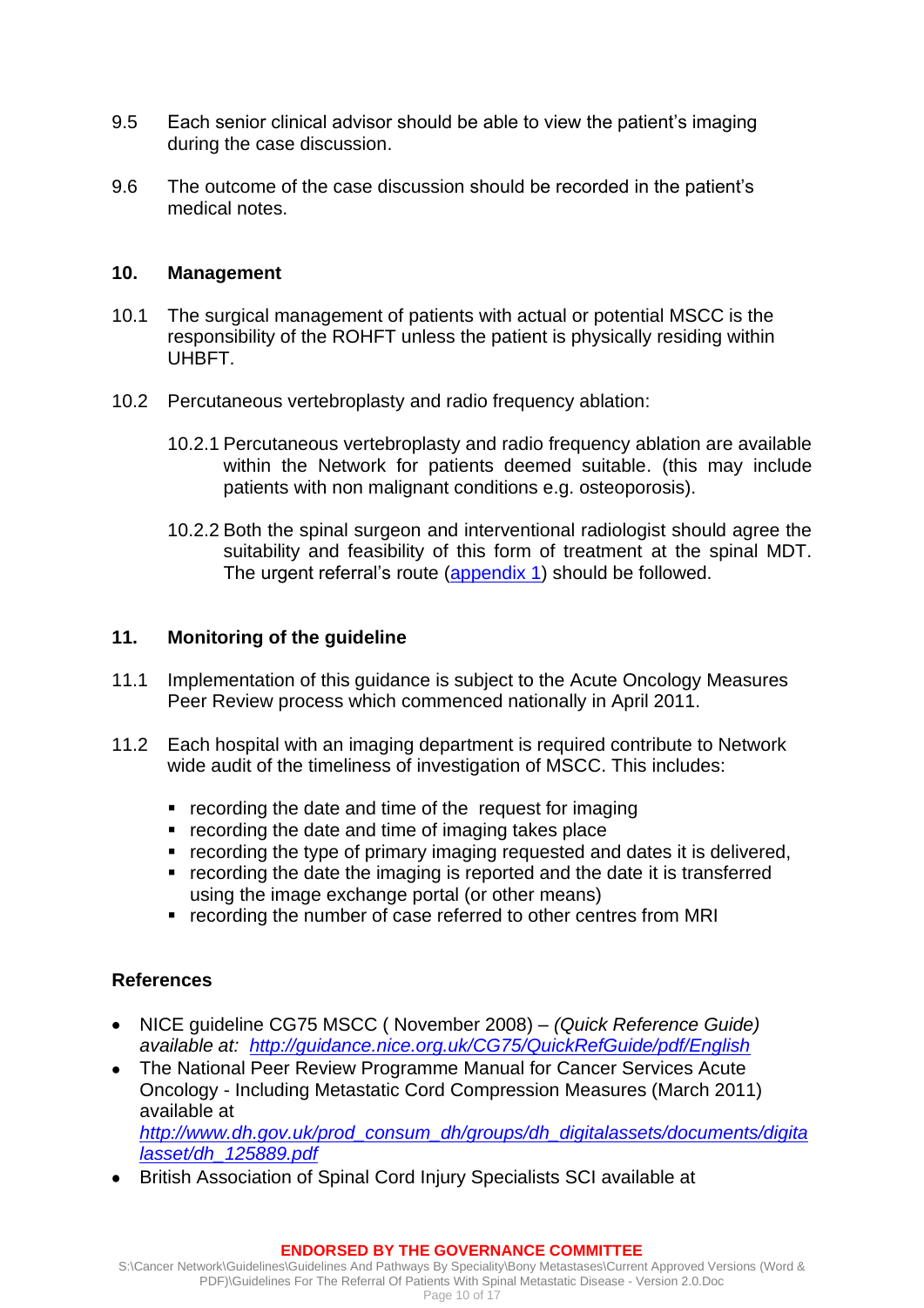9.5 Each senior clinical advisor should be able to view the patient's imaging during the case discussion.

9.6 The outcome of the case discussion should be recorded in the patient's medical notes.

## 10. Management

10.1 The surgical management of patients with actual or potential MSCC is the responsibility of the ROHFT unless the patient is physically residing within UHBFT.

10.2 Percutaneous vertebroplasty and radio frequency ablation:

10.2.1 Percutaneous vertebroplasty and radio frequency ablation are available within the Network for patients deemed suitable. (this may include patients with non malignant conditions e.g. osteoporosis).

10.2.2 Both the spinal surgeon and interventional radiologist should agree the suitability and feasibility of this form of treatment at the spinal MDT. The urgent referral's route ([appendix 1](#)) should be followed.

## 11. Monitoring of the guideline

11.1 Implementation of this guidance is subject to the Acute Oncology Measures Peer Review process which commenced nationally in April 2011.

11.2 Each hospital with an imaging department is required contribute to Network wide audit of the timeliness of investigation of MSCC. This includes:

- recording the date and time of the request for imaging
- recording the date and time of imaging takes place
- recording the type of primary imaging requested and dates it is delivered,
- recording the date the imaging is reported and the date it is transferred using the image exchange portal (or other means)
- recording the number of case referred to other centres from MRI

## References

- NICE guideline CG75 MSCC ( November 2008) – *(Quick Reference Guide) available at: [http://guidance.nice.org.uk/CG75/QuickRefGuide/pdf/English](http://guidance.nice.org.uk/CG75/QuickRefGuide/pdf/English)*
- The National Peer Review Programme Manual for Cancer Services Acute Oncology - Including Metastatic Cord Compression Measures (March 2011) available at *[http://www.dh.gov.uk/prod_consum_dh/groups/dh_digitalassets/documents/digitalasset/dh_125889.pdf](http://www.dh.gov.uk/prod_consum_dh/groups/dh_digitalassets/documents/digitalasset/dh_125889.pdf)*
- British Association of Spinal Cord Injury Specialists SCI available at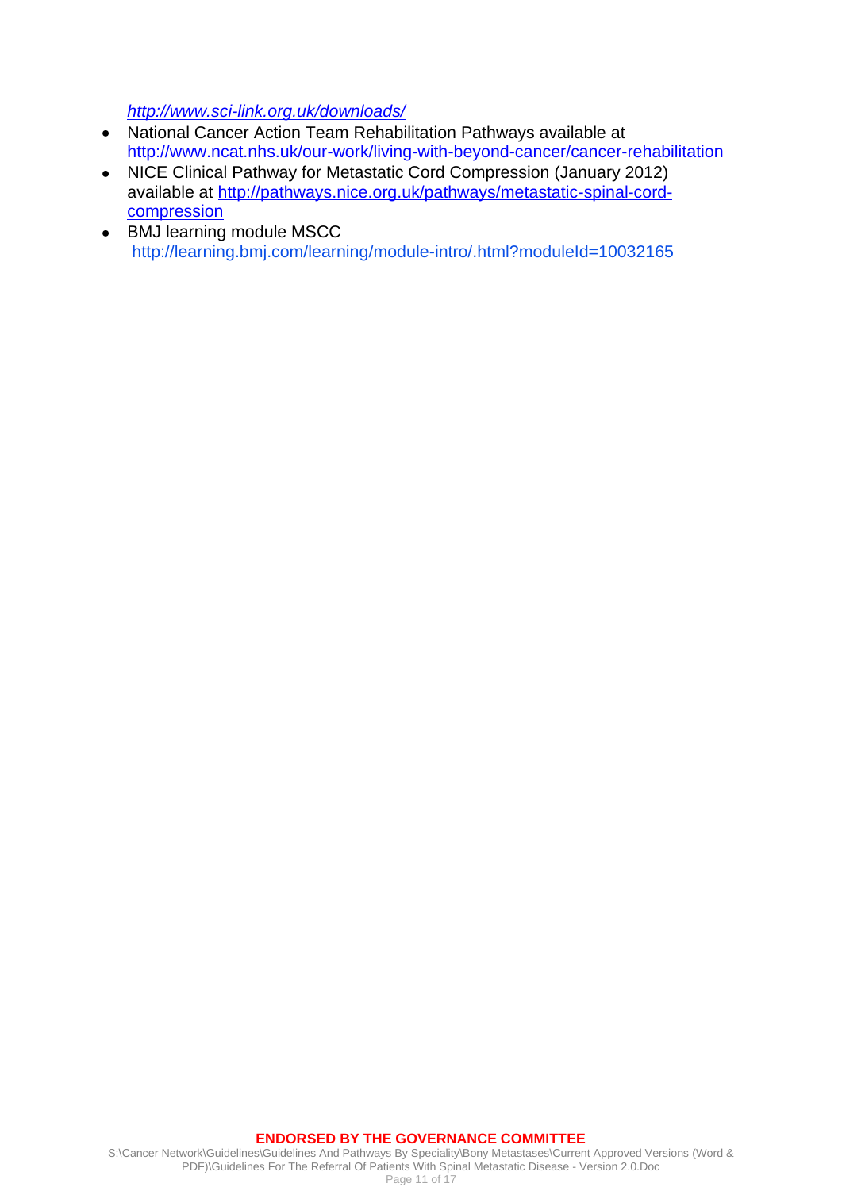*http://www.sci-link.org.uk/downloads/*

- National Cancer Action Team Rehabilitation Pathways available at http://www.ncat.nhs.uk/our-work/living-with-beyond-cancer/cancer-rehabilitation
- NICE Clinical Pathway for Metastatic Cord Compression (January 2012) available at http://pathways.nice.org.uk/pathways/metastatic-spinal-cord-compression
- BMJ learning module MSCC http://learning.bmj.com/learning/module-intro/.html?moduleId=10032165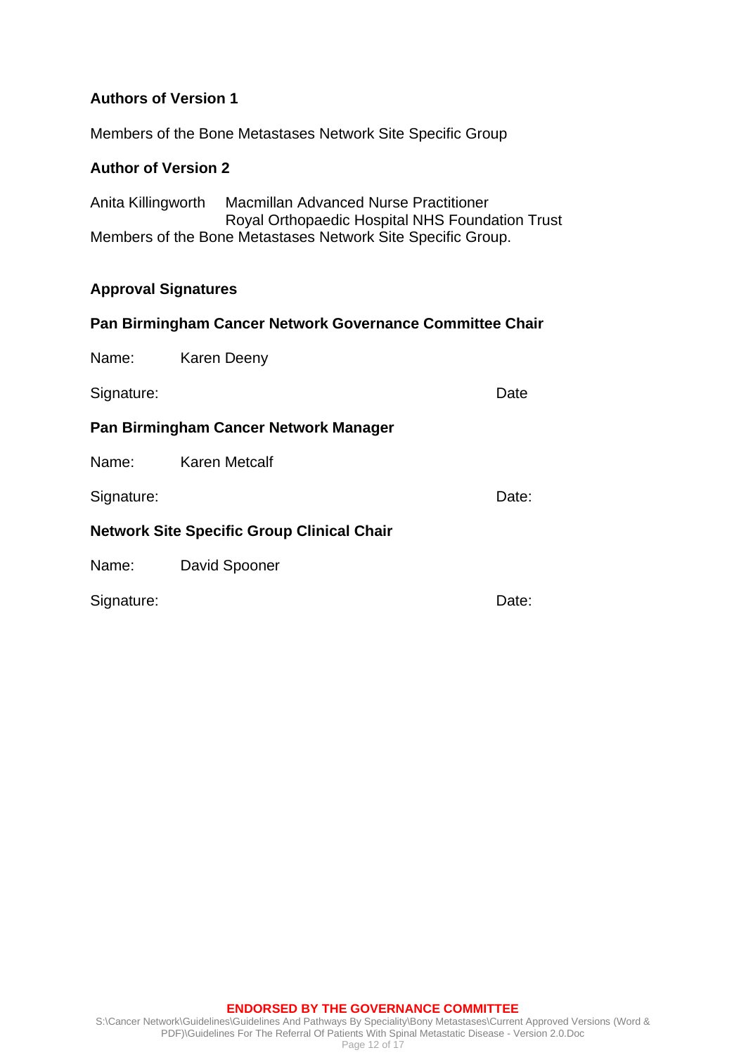**Authors of Version 1**

Members of the Bone Metastases Network Site Specific Group

**Author of Version 2**

Anita Killingworth    Macmillan Advanced Nurse Practitioner
                      Royal Orthopaedic Hospital NHS Foundation Trust
Members of the Bone Metastases Network Site Specific Group.

**Approval Signatures**

**Pan Birmingham Cancer Network Governance Committee Chair**

Name:    Karen Deeny

Signature:                                                    Date

**Pan Birmingham Cancer Network Manager**

Name:    Karen Metcalf

Signature:                                                    Date:

**Network Site Specific Group Clinical Chair**

Name:    David Spooner

Signature:                                                    Date: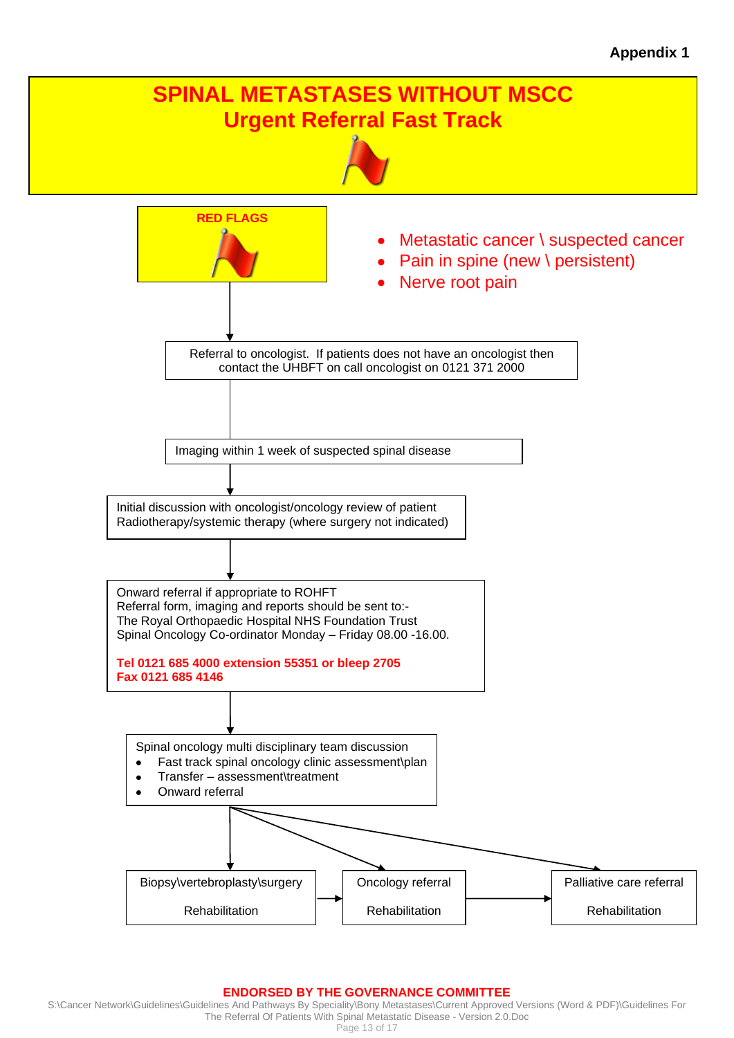**Appendix 1**

# SPINAL METASTASES WITHOUT MSCC
## Urgent Referral Fast Track

**RED FLAGS**

- Metastatic cancer \ suspected cancer
- Pain in spine (new \ persistent)
- Nerve root pain

↓

Referral to oncologist. If patients does not have an oncologist then contact the UHBFT on call oncologist on 0121 371 2000

↓

Imaging within 1 week of suspected spinal disease

↓

Initial discussion with oncologist/oncology review of patient
Radiotherapy/systemic therapy (where surgery not indicated)

↓

Onward referral if appropriate to ROHFT
Referral form, imaging and reports should be sent to:-
The Royal Orthopaedic Hospital NHS Foundation Trust
Spinal Oncology Co-ordinator Monday – Friday 08.00 -16.00.

**Tel 0121 685 4000 extension 55351 or bleep 2705**
**Fax 0121 685 4146**

↓

Spinal oncology multi disciplinary team discussion

- Fast track spinal oncology clinic assessment\plan
- Transfer – assessment\treatment
- Onward referral

↓

Biopsy\vertebroplasty\surgery

Rehabilitation

→

Oncology referral

Rehabilitation

→

Palliative care referral

Rehabilitation

**ENDORSED BY THE GOVERNANCE COMMITTEE**

S:\Cancer Network\Guidelines\Guidelines And Pathways By Speciality\Bony Metastases\Current Approved Versions (Word & PDF)\Guidelines For The Referral Of Patients With Spinal Metastatic Disease - Version 2.0.Doc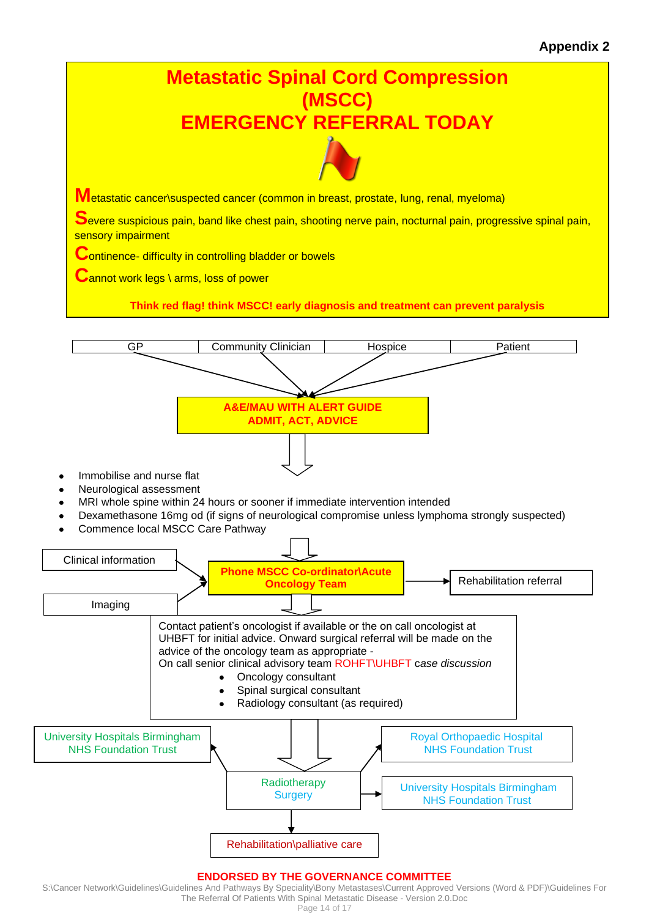**Appendix 2**

# Metastatic Spinal Cord Compression (MSCC)
# EMERGENCY REFERRAL TODAY

**M**etastatic cancer\suspected cancer (common in breast, prostate, lung, renal, myeloma)

**S**evere suspicious pain, band like chest pain, shooting nerve pain, nocturnal pain, progressive spinal pain, sensory impairment

**C**ontinence- difficulty in controlling bladder or bowels

**C**annot work legs \ arms, loss of power

**Think red flag! think MSCC! early diagnosis and treatment can prevent paralysis**

| GP | Community Clinician | Hospice | Patient |
|---|---|---|---|

**A&E/MAU WITH ALERT GUIDE**
**ADMIT, ACT, ADVICE**

- Immobilise and nurse flat
- Neurological assessment
- MRI whole spine within 24 hours or sooner if immediate intervention intended
- Dexamethasone 16mg od (if signs of neurological compromise unless lymphoma strongly suspected)
- Commence local MSCC Care Pathway

Clinical information

Imaging

**Phone MSCC Co-ordinator\Acute Oncology Team**

Rehabilitation referral

Contact patient's oncologist if available or the on call oncologist at UHBFT for initial advice. Onward surgical referral will be made on the advice of the oncology team as appropriate -
On call senior clinical advisory team ROHFT\UHBFT *case discussion*

- Oncology consultant
- Spinal surgical consultant
- Radiology consultant (as required)

University Hospitals Birmingham NHS Foundation Trust

Royal Orthopaedic Hospital NHS Foundation Trust

Radiotherapy
Surgery

University Hospitals Birmingham NHS Foundation Trust

Rehabilitation\palliative care

**ENDORSED BY THE GOVERNANCE COMMITTEE**

S:\Cancer Network\Guidelines\Guidelines And Pathways By Speciality\Bony Metastases\Current Approved Versions (Word & PDF)\Guidelines For The Referral Of Patients With Spinal Metastatic Disease - Version 2.0.Doc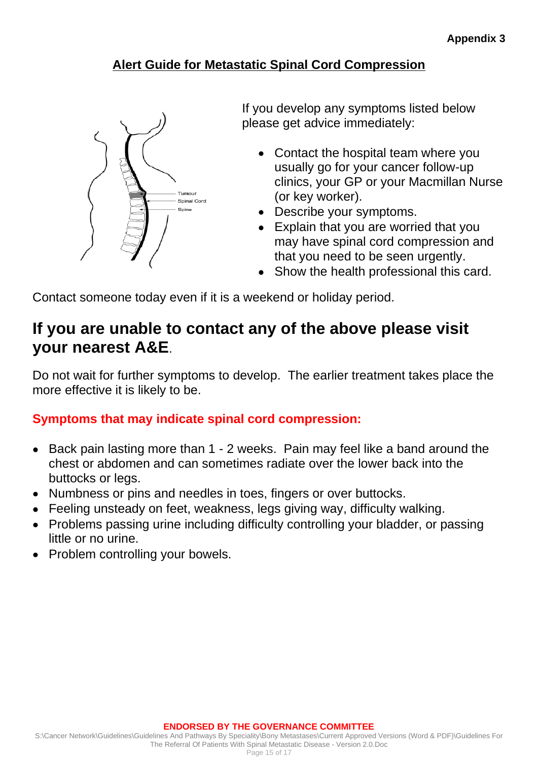Appendix 3

## Alert Guide for Metastatic Spinal Cord Compression

Tumour
Spinal Cord
Spine

If you develop any symptoms listed below please get advice immediately:

- Contact the hospital team where you usually go for your cancer follow-up clinics, your GP or your Macmillan Nurse (or key worker).
- Describe your symptoms.
- Explain that you are worried that you may have spinal cord compression and that you need to be seen urgently.
- Show the health professional this card.

Contact someone today even if it is a weekend or holiday period.

## If you are unable to contact any of the above please visit your nearest A&E.

Do not wait for further symptoms to develop. The earlier treatment takes place the more effective it is likely to be.

### Symptoms that may indicate spinal cord compression:

- Back pain lasting more than 1 - 2 weeks. Pain may feel like a band around the chest or abdomen and can sometimes radiate over the lower back into the buttocks or legs.
- Numbness or pins and needles in toes, fingers or over buttocks.
- Feeling unsteady on feet, weakness, legs giving way, difficulty walking.
- Problems passing urine including difficulty controlling your bladder, or passing little or no urine.
- Problem controlling your bowels.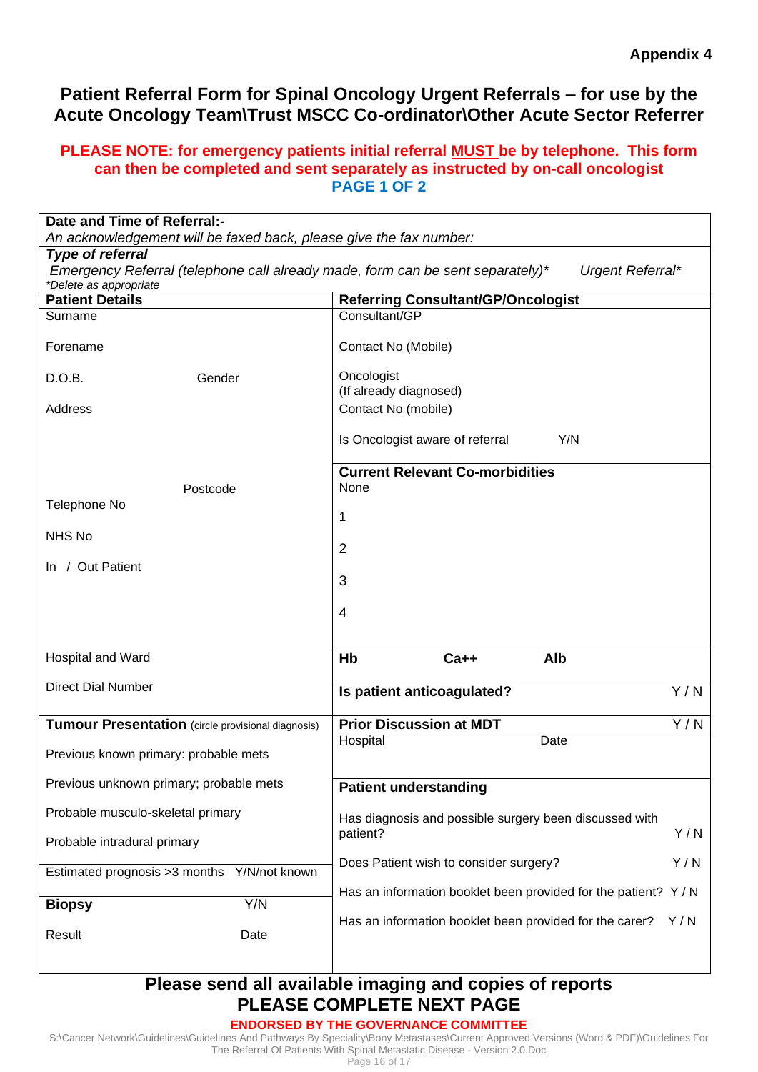**Appendix 4**

## Patient Referral Form for Spinal Oncology Urgent Referrals – for use by the Acute Oncology Team\Trust MSCC Co-ordinator\Other Acute Sector Referrer

**PLEASE NOTE: for emergency patients initial referral MUST be by telephone. This form can then be completed and sent separately as instructed by on-call oncologist**

**PAGE 1 OF 2**

| | |
|---|---|
| **Date and Time of Referral:-**<br>*An acknowledgement will be faxed back, please give the fax number:* | |
| ***Type of referral***<br>*Emergency Referral (telephone call already made, form can be sent separately)\* Urgent Referral\**<br>*\*Delete as appropriate* | |
| **Patient Details** | **Referring Consultant/GP/Oncologist** |
| Surname<br><br>Forename<br><br>D.O.B. Gender<br><br>Address<br><br><br>Postcode<br>Telephone No<br><br>NHS No<br><br>In / Out Patient<br><br><br>Hospital and Ward<br><br>Direct Dial Number | Consultant/GP<br><br>Contact No (Mobile)<br><br>Oncologist<br>(If already diagnosed)<br>Contact No (mobile)<br><br>Is Oncologist aware of referral Y/N<br><br>**Current Relevant Co-morbidities**<br>None<br>1<br>2<br>3<br>4<br><br>**Hb Ca++ Alb**<br><br>**Is patient anticoagulated?** Y / N |
| **Tumour Presentation** (circle provisional diagnosis)<br><br>Previous known primary: probable mets<br><br>Previous unknown primary; probable mets<br><br>Probable musculo-skeletal primary<br><br>Probable intradural primary | **Prior Discussion at MDT** Y / N<br>Hospital Date<br><br>**Patient understanding**<br><br>Has diagnosis and possible surgery been discussed with patient? Y / N<br><br>Does Patient wish to consider surgery? Y / N<br><br>Has an information booklet been provided for the patient? Y / N<br><br>Has an information booklet been provided for the carer? Y / N |
| Estimated prognosis >3 months Y/N/not known | |
| **Biopsy** Y/N<br><br>Result Date | |

**Please send all available imaging and copies of reports**

**PLEASE COMPLETE NEXT PAGE**

**ENDORSED BY THE GOVERNANCE COMMITTEE**

S:\Cancer Network\Guidelines\Guidelines And Pathways By Speciality\Bony Metastases\Current Approved Versions (Word & PDF)\Guidelines For The Referral Of Patients With Spinal Metastatic Disease - Version 2.0.Doc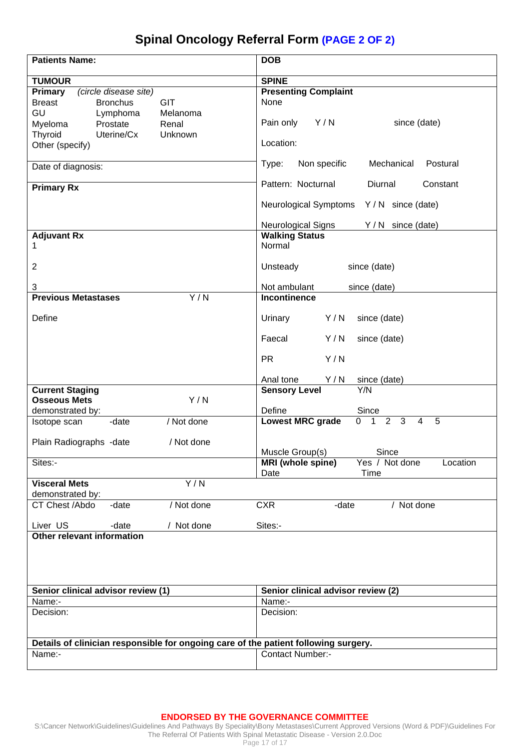# Spinal Oncology Referral Form (PAGE 2 OF 2)

| | |
|---|---|
| **Patients Name:** | **DOB** |
| **TUMOUR** | **SPINE** |
| **Primary** *(circle disease site)*<br>Breast Bronchus GIT<br>GU Lymphoma Melanoma<br>Myeloma Prostate Renal<br>Thyroid Uterine/Cx Unknown<br>Other (specify) | **Presenting Complaint**<br>None<br><br>Pain only Y / N since (date)<br><br>Location: |
| Date of diagnosis: | Type: Non specific Mechanical Postural |
| **Primary Rx** | Pattern: Nocturnal Diurnal Constant<br><br>Neurological Symptoms Y / N since (date)<br><br>Neurological Signs Y / N since (date) |
| **Adjuvant Rx**<br>1<br><br>2<br><br>3 | **Walking Status**<br>Normal<br><br>Unsteady since (date)<br><br>Not ambulant since (date) |
| **Previous Metastases** Y / N<br><br>Define | **Incontinence**<br><br>Urinary Y / N since (date)<br><br>Faecal Y / N since (date)<br><br>PR Y / N<br><br>Anal tone Y / N since (date) |
| **Current Staging**<br>**Osseous Mets** Y / N<br>demonstrated by: | **Sensory Level** Y/N<br><br>Define Since |
| Isotope scan -date / Not done<br><br>Plain Radiographs -date / Not done | **Lowest MRC grade** 0 1 2 3 4 5<br><br>Muscle Group(s) Since |
| Sites:- | **MRI (whole spine)** Yes / Not done Location<br>Date Time |
| **Visceral Mets** Y / N<br>demonstrated by: | |
| CT Chest /Abdo -date / Not done<br><br>Liver US -date / Not done | CXR -date / Not done<br><br>Sites:- |
| **Other relevant information** | |
| **Senior clinical advisor review (1)** | **Senior clinical advisor review (2)** |
| Name:- | Name:- |
| Decision: | Decision: |
| **Details of clinician responsible for ongoing care of the patient following surgery.** | |
| Name:- | Contact Number:- |

**ENDORSED BY THE GOVERNANCE COMMITTEE**

S:\Cancer Network\Guidelines\Guidelines And Pathways By Speciality\Bony Metastases\Current Approved Versions (Word & PDF)\Guidelines For The Referral Of Patients With Spinal Metastatic Disease - Version 2.0.Doc